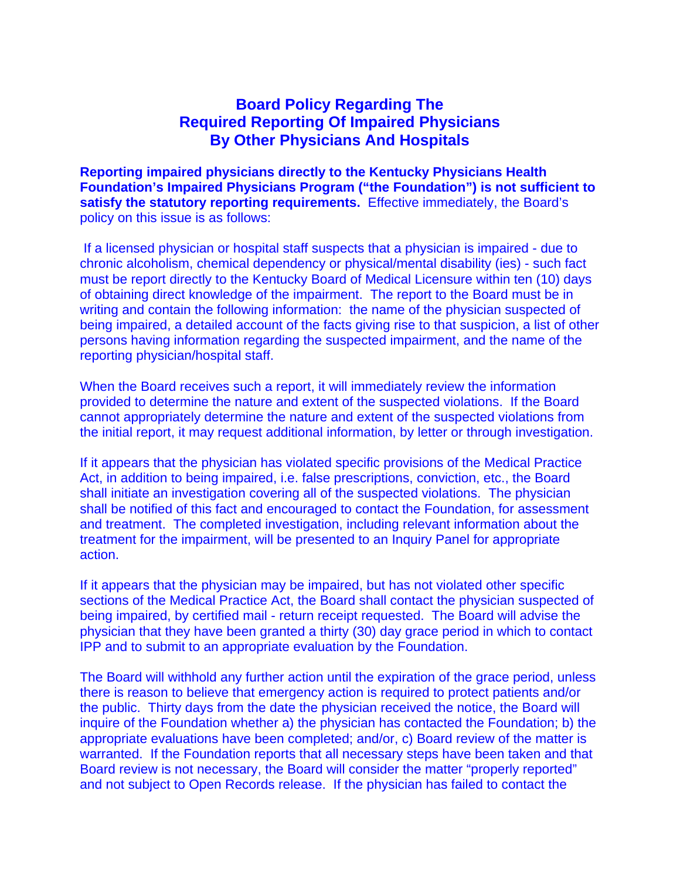# Board Policy Regarding The Required Reporting Of Impaired Physicians By Other Physicians And Hospitals

**Reporting impaired physicians directly to the Kentucky Physicians Health Foundation's Impaired Physicians Program ("the Foundation") is not sufficient to satisfy the statutory reporting requirements.** Effective immediately, the Board's policy on this issue is as follows:

If a licensed physician or hospital staff suspects that a physician is impaired - due to chronic alcoholism, chemical dependency or physical/mental disability (ies) - such fact must be report directly to the Kentucky Board of Medical Licensure within ten (10) days of obtaining direct knowledge of the impairment. The report to the Board must be in writing and contain the following information: the name of the physician suspected of being impaired, a detailed account of the facts giving rise to that suspicion, a list of other persons having information regarding the suspected impairment, and the name of the reporting physician/hospital staff.

When the Board receives such a report, it will immediately review the information provided to determine the nature and extent of the suspected violations. If the Board cannot appropriately determine the nature and extent of the suspected violations from the initial report, it may request additional information, by letter or through investigation.

If it appears that the physician has violated specific provisions of the Medical Practice Act, in addition to being impaired, i.e. false prescriptions, conviction, etc., the Board shall initiate an investigation covering all of the suspected violations. The physician shall be notified of this fact and encouraged to contact the Foundation, for assessment and treatment. The completed investigation, including relevant information about the treatment for the impairment, will be presented to an Inquiry Panel for appropriate action.

If it appears that the physician may be impaired, but has not violated other specific sections of the Medical Practice Act, the Board shall contact the physician suspected of being impaired, by certified mail - return receipt requested. The Board will advise the physician that they have been granted a thirty (30) day grace period in which to contact IPP and to submit to an appropriate evaluation by the Foundation.

The Board will withhold any further action until the expiration of the grace period, unless there is reason to believe that emergency action is required to protect patients and/or the public. Thirty days from the date the physician received the notice, the Board will inquire of the Foundation whether a) the physician has contacted the Foundation; b) the appropriate evaluations have been completed; and/or, c) Board review of the matter is warranted. If the Foundation reports that all necessary steps have been taken and that Board review is not necessary, the Board will consider the matter "properly reported" and not subject to Open Records release. If the physician has failed to contact the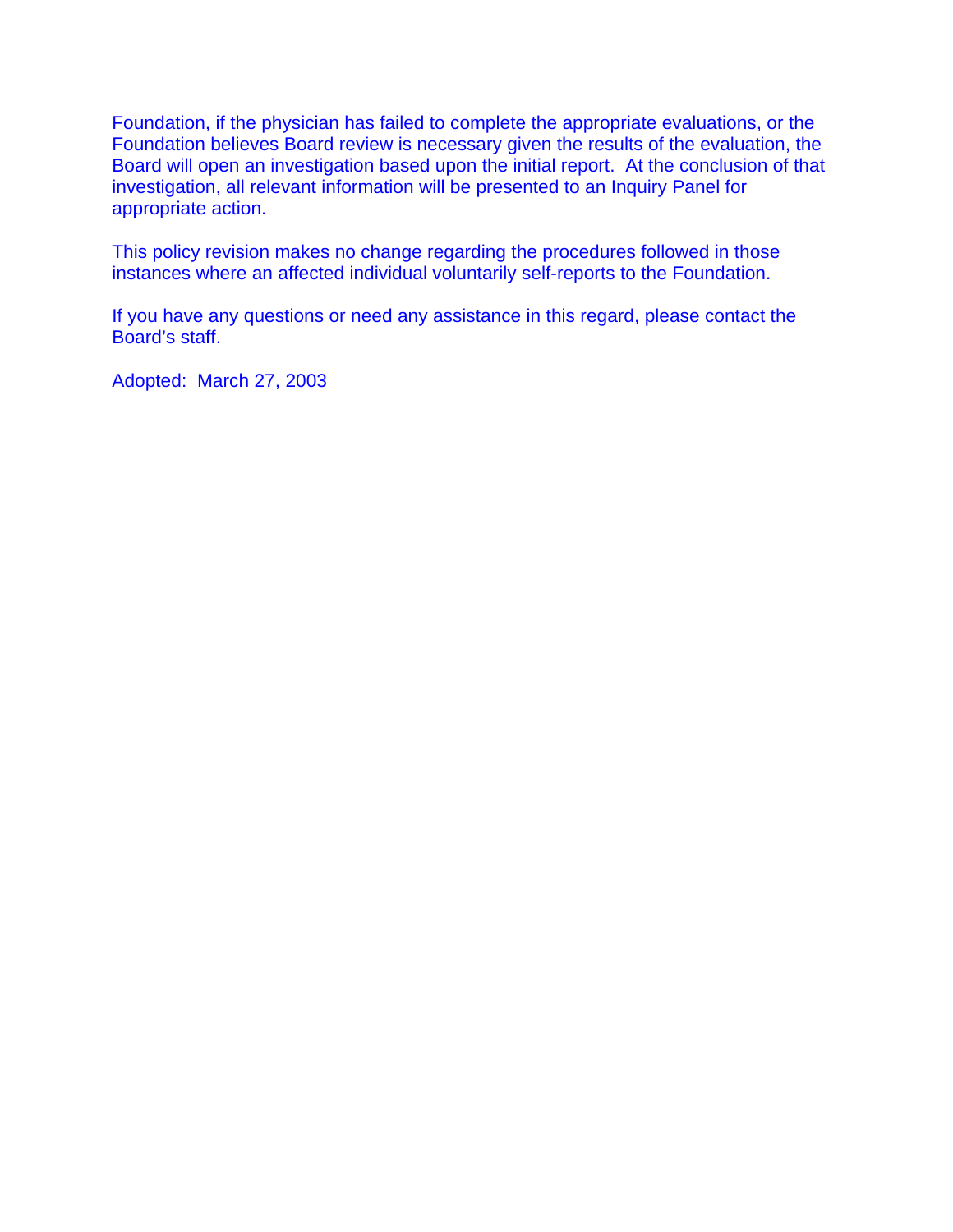Foundation, if the physician has failed to complete the appropriate evaluations, or the Foundation believes Board review is necessary given the results of the evaluation, the Board will open an investigation based upon the initial report. At the conclusion of that investigation, all relevant information will be presented to an Inquiry Panel for appropriate action.

This policy revision makes no change regarding the procedures followed in those instances where an affected individual voluntarily self-reports to the Foundation.

If you have any questions or need any assistance in this regard, please contact the Board's staff.

Adopted: March 27, 2003